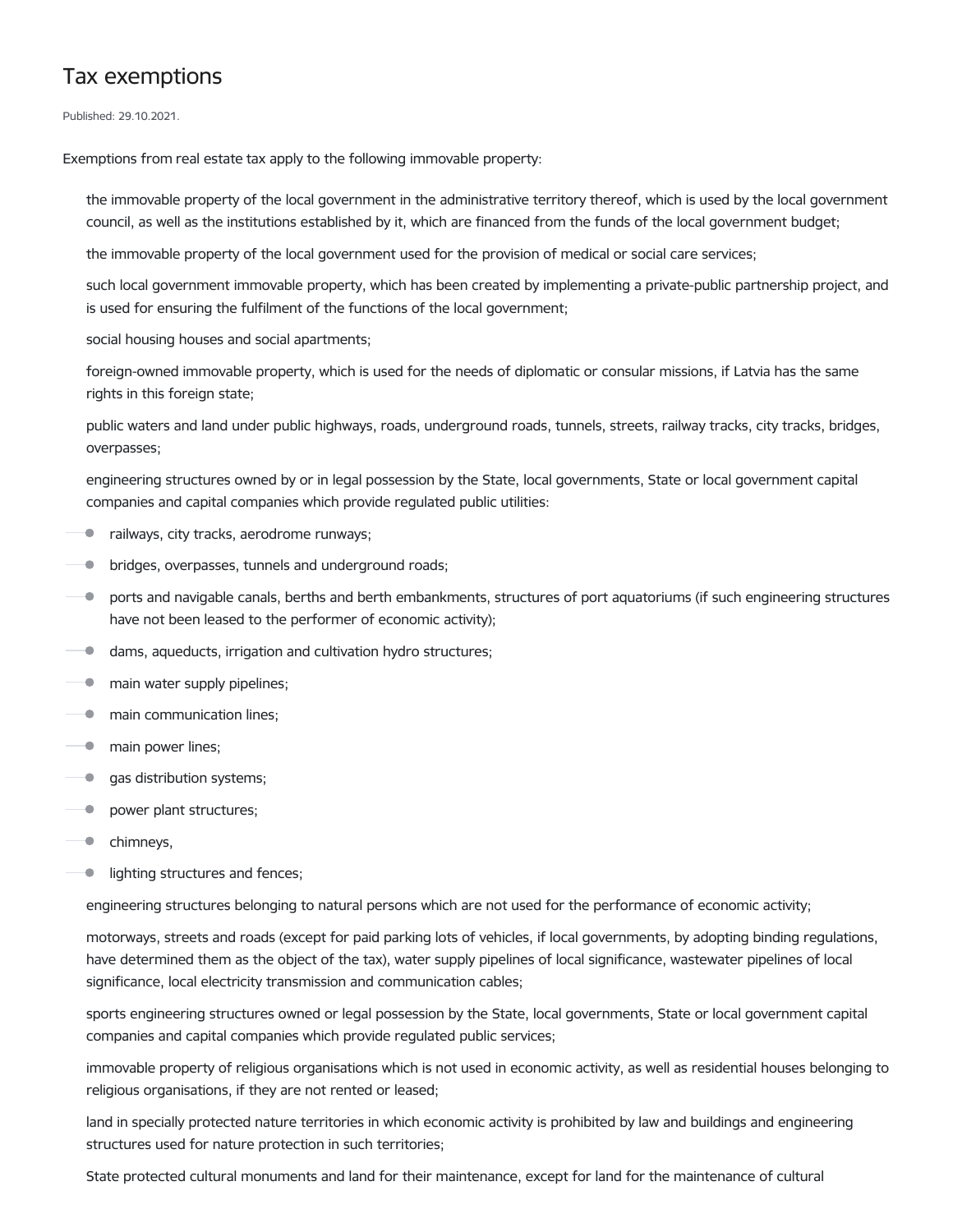# Tax exemptions

Published: 29.10.2021.

Exemptions from real estate tax apply to the following immovable property:

- the immovable property of the local government in the administrative territory thereof, which is used by the local government council, as well as the institutions established by it, which are financed from the funds of the local government budget;
- the immovable property of the local government used for the provision of medical or social care services;
- such local government immovable property, which has been created by implementing a private-public partnership project, and is used for ensuring the fulfilment of the functions of the local government;
- social housing houses and social apartments;
- foreign-owned immovable property, which is used for the needs of diplomatic or consular missions, if Latvia has the same rights in this foreign state;
- public waters and land under public highways, roads, underground roads, tunnels, streets, railway tracks, city tracks, bridges, overpasses;
- engineering structures owned by or in legal possession by the State, local governments, State or local government capital companies and capital companies which provide regulated public utilities:
  - railways, city tracks, aerodrome runways;
  - bridges, overpasses, tunnels and underground roads;
  - ports and navigable canals, berths and berth embankments, structures of port aquatoriums (if such engineering structures have not been leased to the performer of economic activity);
  - dams, aqueducts, irrigation and cultivation hydro structures;
  - main water supply pipelines;
  - main communication lines;
  - main power lines;
  - gas distribution systems;
  - power plant structures;
  - chimneys,
  - lighting structures and fences;
- engineering structures belonging to natural persons which are not used for the performance of economic activity;
- motorways, streets and roads (except for paid parking lots of vehicles, if local governments, by adopting binding regulations, have determined them as the object of the tax), water supply pipelines of local significance, wastewater pipelines of local significance, local electricity transmission and communication cables;
- sports engineering structures owned or legal possession by the State, local governments, State or local government capital companies and capital companies which provide regulated public services;
- immovable property of religious organisations which is not used in economic activity, as well as residential houses belonging to religious organisations, if they are not rented or leased;
- land in specially protected nature territories in which economic activity is prohibited by law and buildings and engineering structures used for nature protection in such territories;
- State protected cultural monuments and land for their maintenance, except for land for the maintenance of cultural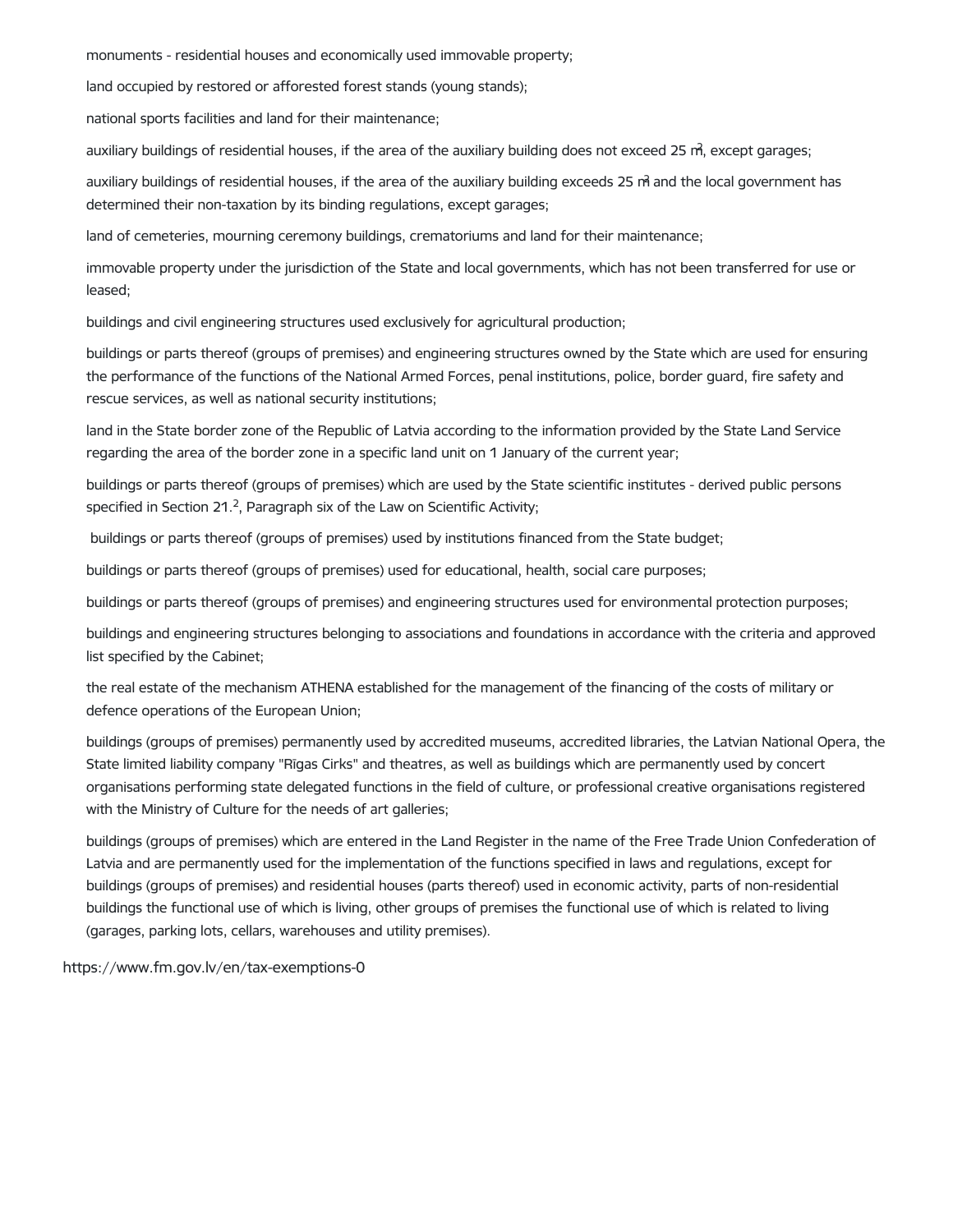monuments - residential houses and economically used immovable property;

land occupied by restored or afforested forest stands (young stands);

national sports facilities and land for their maintenance;

auxiliary buildings of residential houses, if the area of the auxiliary building does not exceed 25 $m^2$, except garages;

auxiliary buildings of residential houses, if the area of the auxiliary building exceeds 25 $m^2$ and the local government has determined their non-taxation by its binding regulations, except garages;

land of cemeteries, mourning ceremony buildings, crematoriums and land for their maintenance;

immovable property under the jurisdiction of the State and local governments, which has not been transferred for use or leased;

buildings and civil engineering structures used exclusively for agricultural production;

buildings or parts thereof (groups of premises) and engineering structures owned by the State which are used for ensuring the performance of the functions of the National Armed Forces, penal institutions, police, border guard, fire safety and rescue services, as well as national security institutions;

land in the State border zone of the Republic of Latvia according to the information provided by the State Land Service regarding the area of the border zone in a specific land unit on 1 January of the current year;

buildings or parts thereof (groups of premises) which are used by the State scientific institutes - derived public persons specified in Section 21.[2], Paragraph six of the Law on Scientific Activity;

buildings or parts thereof (groups of premises) used by institutions financed from the State budget;

buildings or parts thereof (groups of premises) used for educational, health, social care purposes;

buildings or parts thereof (groups of premises) and engineering structures used for environmental protection purposes;

buildings and engineering structures belonging to associations and foundations in accordance with the criteria and approved list specified by the Cabinet;

the real estate of the mechanism ATHENA established for the management of the financing of the costs of military or defence operations of the European Union;

buildings (groups of premises) permanently used by accredited museums, accredited libraries, the Latvian National Opera, the State limited liability company "Rīgas Cirks" and theatres, as well as buildings which are permanently used by concert organisations performing state delegated functions in the field of culture, or professional creative organisations registered with the Ministry of Culture for the needs of art galleries;

buildings (groups of premises) which are entered in the Land Register in the name of the Free Trade Union Confederation of Latvia and are permanently used for the implementation of the functions specified in laws and regulations, except for buildings (groups of premises) and residential houses (parts thereof) used in economic activity, parts of non-residential buildings the functional use of which is living, other groups of premises the functional use of which is related to living (garages, parking lots, cellars, warehouses and utility premises).

https://www.fm.gov.lv/en/tax-exemptions-0